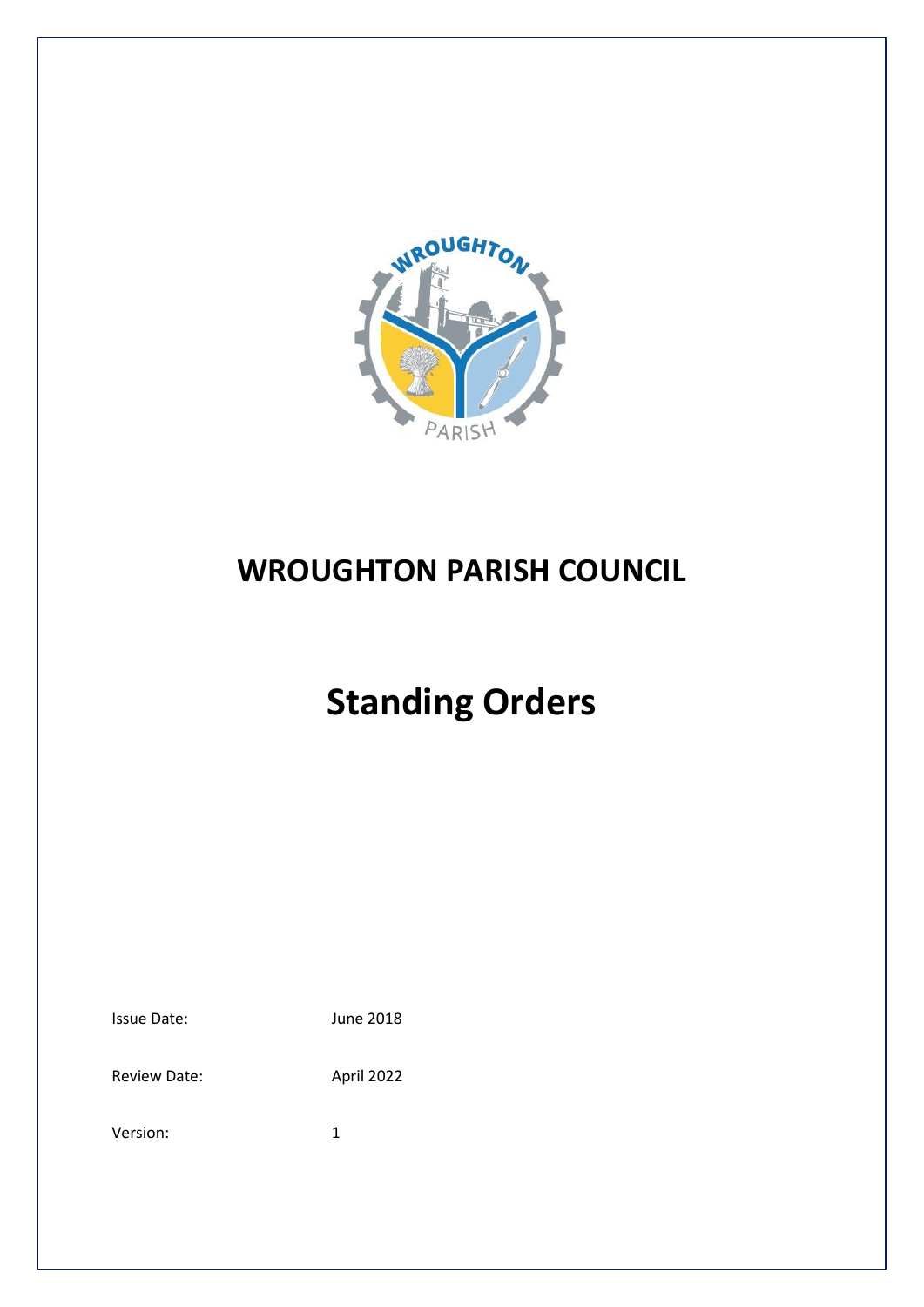# WROUGHTON PARISH COUNCIL

# Standing Orders

Issue Date: June 2018

Review Date: April 2022

Version: 1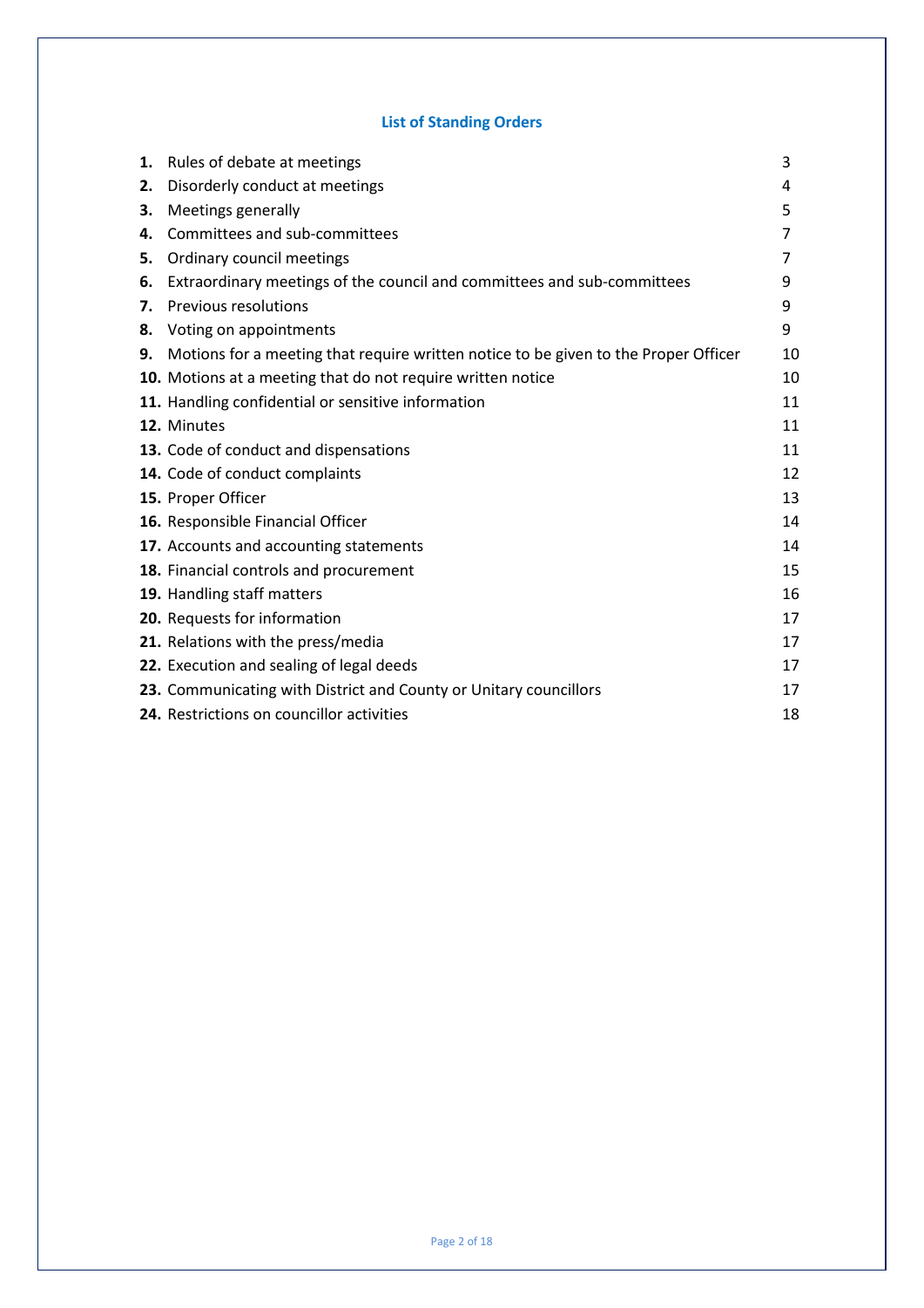## List of Standing Orders

| | | |
|---|---|---|
| **1.** | Rules of debate at meetings | 3 |
| **2.** | Disorderly conduct at meetings | 4 |
| **3.** | Meetings generally | 5 |
| **4.** | Committees and sub-committees | 7 |
| **5.** | Ordinary council meetings | 7 |
| **6.** | Extraordinary meetings of the council and committees and sub-committees | 9 |
| **7.** | Previous resolutions | 9 |
| **8.** | Voting on appointments | 9 |
| **9.** | Motions for a meeting that require written notice to be given to the Proper Officer | 10 |
| **10.** | Motions at a meeting that do not require written notice | 10 |
| **11.** | Handling confidential or sensitive information | 11 |
| **12.** | Minutes | 11 |
| **13.** | Code of conduct and dispensations | 11 |
| **14.** | Code of conduct complaints | 12 |
| **15.** | Proper Officer | 13 |
| **16.** | Responsible Financial Officer | 14 |
| **17.** | Accounts and accounting statements | 14 |
| **18.** | Financial controls and procurement | 15 |
| **19.** | Handling staff matters | 16 |
| **20.** | Requests for information | 17 |
| **21.** | Relations with the press/media | 17 |
| **22.** | Execution and sealing of legal deeds | 17 |
| **23.** | Communicating with District and County or Unitary councillors | 17 |
| **24.** | Restrictions on councillor activities | 18 |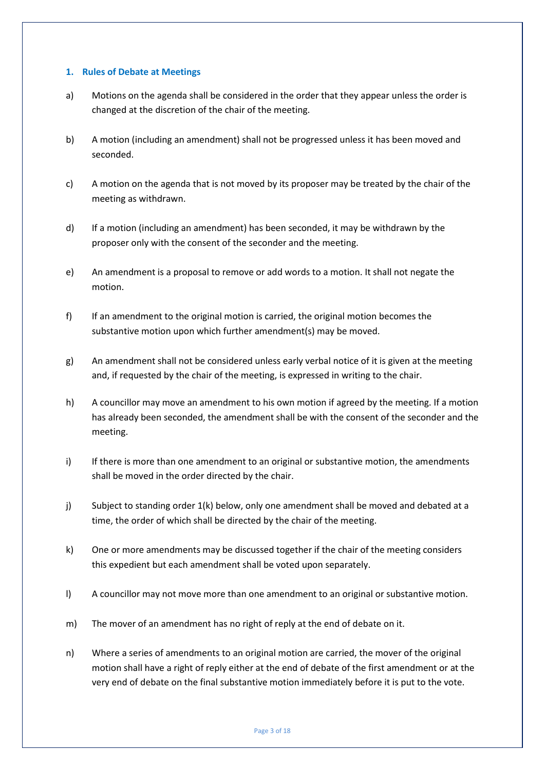## 1. Rules of Debate at Meetings

a) Motions on the agenda shall be considered in the order that they appear unless the order is changed at the discretion of the chair of the meeting.

b) A motion (including an amendment) shall not be progressed unless it has been moved and seconded.

c) A motion on the agenda that is not moved by its proposer may be treated by the chair of the meeting as withdrawn.

d) If a motion (including an amendment) has been seconded, it may be withdrawn by the proposer only with the consent of the seconder and the meeting.

e) An amendment is a proposal to remove or add words to a motion. It shall not negate the motion.

f) If an amendment to the original motion is carried, the original motion becomes the substantive motion upon which further amendment(s) may be moved.

g) An amendment shall not be considered unless early verbal notice of it is given at the meeting and, if requested by the chair of the meeting, is expressed in writing to the chair.

h) A councillor may move an amendment to his own motion if agreed by the meeting. If a motion has already been seconded, the amendment shall be with the consent of the seconder and the meeting.

i) If there is more than one amendment to an original or substantive motion, the amendments shall be moved in the order directed by the chair.

j) Subject to standing order 1(k) below, only one amendment shall be moved and debated at a time, the order of which shall be directed by the chair of the meeting.

k) One or more amendments may be discussed together if the chair of the meeting considers this expedient but each amendment shall be voted upon separately.

l) A councillor may not move more than one amendment to an original or substantive motion.

m) The mover of an amendment has no right of reply at the end of debate on it.

n) Where a series of amendments to an original motion are carried, the mover of the original motion shall have a right of reply either at the end of debate of the first amendment or at the very end of debate on the final substantive motion immediately before it is put to the vote.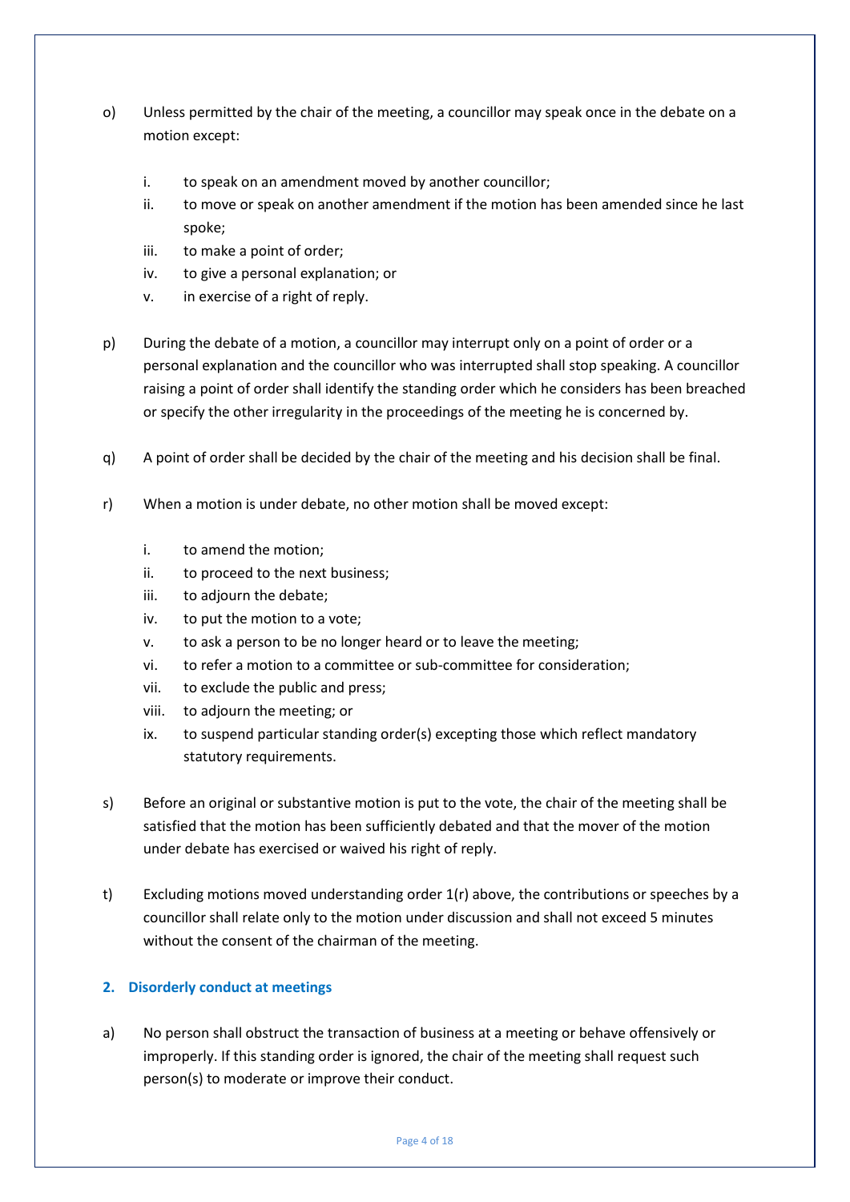o) Unless permitted by the chair of the meeting, a councillor may speak once in the debate on a motion except:

   i. to speak on an amendment moved by another councillor;
   ii. to move or speak on another amendment if the motion has been amended since he last spoke;
   iii. to make a point of order;
   iv. to give a personal explanation; or
   v. in exercise of a right of reply.

p) During the debate of a motion, a councillor may interrupt only on a point of order or a personal explanation and the councillor who was interrupted shall stop speaking. A councillor raising a point of order shall identify the standing order which he considers has been breached or specify the other irregularity in the proceedings of the meeting he is concerned by.

q) A point of order shall be decided by the chair of the meeting and his decision shall be final.

r) When a motion is under debate, no other motion shall be moved except:

   i. to amend the motion;
   ii. to proceed to the next business;
   iii. to adjourn the debate;
   iv. to put the motion to a vote;
   v. to ask a person to be no longer heard or to leave the meeting;
   vi. to refer a motion to a committee or sub-committee for consideration;
   vii. to exclude the public and press;
   viii. to adjourn the meeting; or
   ix. to suspend particular standing order(s) excepting those which reflect mandatory statutory requirements.

s) Before an original or substantive motion is put to the vote, the chair of the meeting shall be satisfied that the motion has been sufficiently debated and that the mover of the motion under debate has exercised or waived his right of reply.

t) Excluding motions moved understanding order 1(r) above, the contributions or speeches by a councillor shall relate only to the motion under discussion and shall not exceed 5 minutes without the consent of the chairman of the meeting.

## 2. Disorderly conduct at meetings

a) No person shall obstruct the transaction of business at a meeting or behave offensively or improperly. If this standing order is ignored, the chair of the meeting shall request such person(s) to moderate or improve their conduct.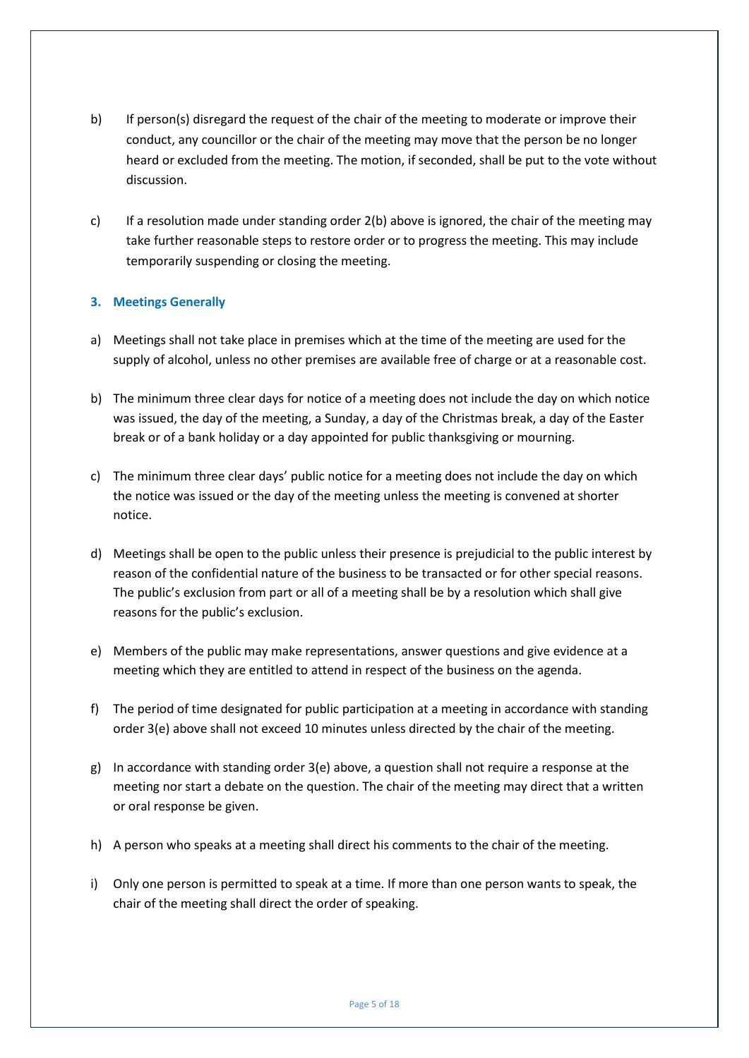b) If person(s) disregard the request of the chair of the meeting to moderate or improve their conduct, any councillor or the chair of the meeting may move that the person be no longer heard or excluded from the meeting. The motion, if seconded, shall be put to the vote without discussion.

c) If a resolution made under standing order 2(b) above is ignored, the chair of the meeting may take further reasonable steps to restore order or to progress the meeting. This may include temporarily suspending or closing the meeting.

### 3. Meetings Generally

a) Meetings shall not take place in premises which at the time of the meeting are used for the supply of alcohol, unless no other premises are available free of charge or at a reasonable cost.

b) The minimum three clear days for notice of a meeting does not include the day on which notice was issued, the day of the meeting, a Sunday, a day of the Christmas break, a day of the Easter break or of a bank holiday or a day appointed for public thanksgiving or mourning.

c) The minimum three clear days' public notice for a meeting does not include the day on which the notice was issued or the day of the meeting unless the meeting is convened at shorter notice.

d) Meetings shall be open to the public unless their presence is prejudicial to the public interest by reason of the confidential nature of the business to be transacted or for other special reasons. The public's exclusion from part or all of a meeting shall be by a resolution which shall give reasons for the public's exclusion.

e) Members of the public may make representations, answer questions and give evidence at a meeting which they are entitled to attend in respect of the business on the agenda.

f) The period of time designated for public participation at a meeting in accordance with standing order 3(e) above shall not exceed 10 minutes unless directed by the chair of the meeting.

g) In accordance with standing order 3(e) above, a question shall not require a response at the meeting nor start a debate on the question. The chair of the meeting may direct that a written or oral response be given.

h) A person who speaks at a meeting shall direct his comments to the chair of the meeting.

i) Only one person is permitted to speak at a time. If more than one person wants to speak, the chair of the meeting shall direct the order of speaking.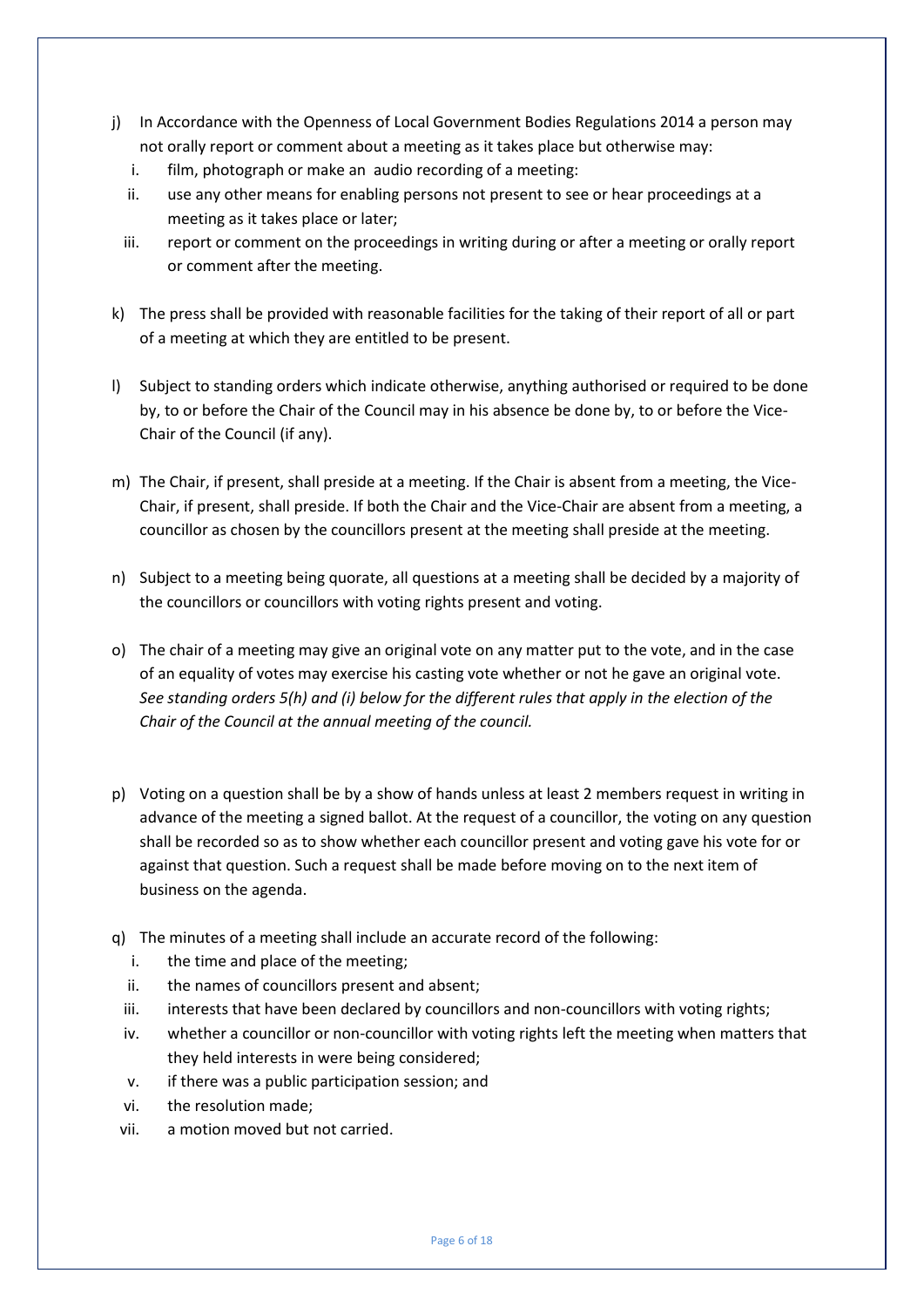j) In Accordance with the Openness of Local Government Bodies Regulations 2014 a person may not orally report or comment about a meeting as it takes place but otherwise may:
   i. film, photograph or make an audio recording of a meeting:
   ii. use any other means for enabling persons not present to see or hear proceedings at a meeting as it takes place or later;
   iii. report or comment on the proceedings in writing during or after a meeting or orally report or comment after the meeting.

k) The press shall be provided with reasonable facilities for the taking of their report of all or part of a meeting at which they are entitled to be present.

l) Subject to standing orders which indicate otherwise, anything authorised or required to be done by, to or before the Chair of the Council may in his absence be done by, to or before the Vice-Chair of the Council (if any).

m) The Chair, if present, shall preside at a meeting. If the Chair is absent from a meeting, the Vice-Chair, if present, shall preside. If both the Chair and the Vice-Chair are absent from a meeting, a councillor as chosen by the councillors present at the meeting shall preside at the meeting.

n) Subject to a meeting being quorate, all questions at a meeting shall be decided by a majority of the councillors or councillors with voting rights present and voting.

o) The chair of a meeting may give an original vote on any matter put to the vote, and in the case of an equality of votes may exercise his casting vote whether or not he gave an original vote. *See standing orders 5(h) and (i) below for the different rules that apply in the election of the Chair of the Council at the annual meeting of the council.*

p) Voting on a question shall be by a show of hands unless at least 2 members request in writing in advance of the meeting a signed ballot. At the request of a councillor, the voting on any question shall be recorded so as to show whether each councillor present and voting gave his vote for or against that question. Such a request shall be made before moving on to the next item of business on the agenda.

q) The minutes of a meeting shall include an accurate record of the following:
   i. the time and place of the meeting;
   ii. the names of councillors present and absent;
   iii. interests that have been declared by councillors and non-councillors with voting rights;
   iv. whether a councillor or non-councillor with voting rights left the meeting when matters that they held interests in were being considered;
   v. if there was a public participation session; and
   vi. the resolution made;
   vii. a motion moved but not carried.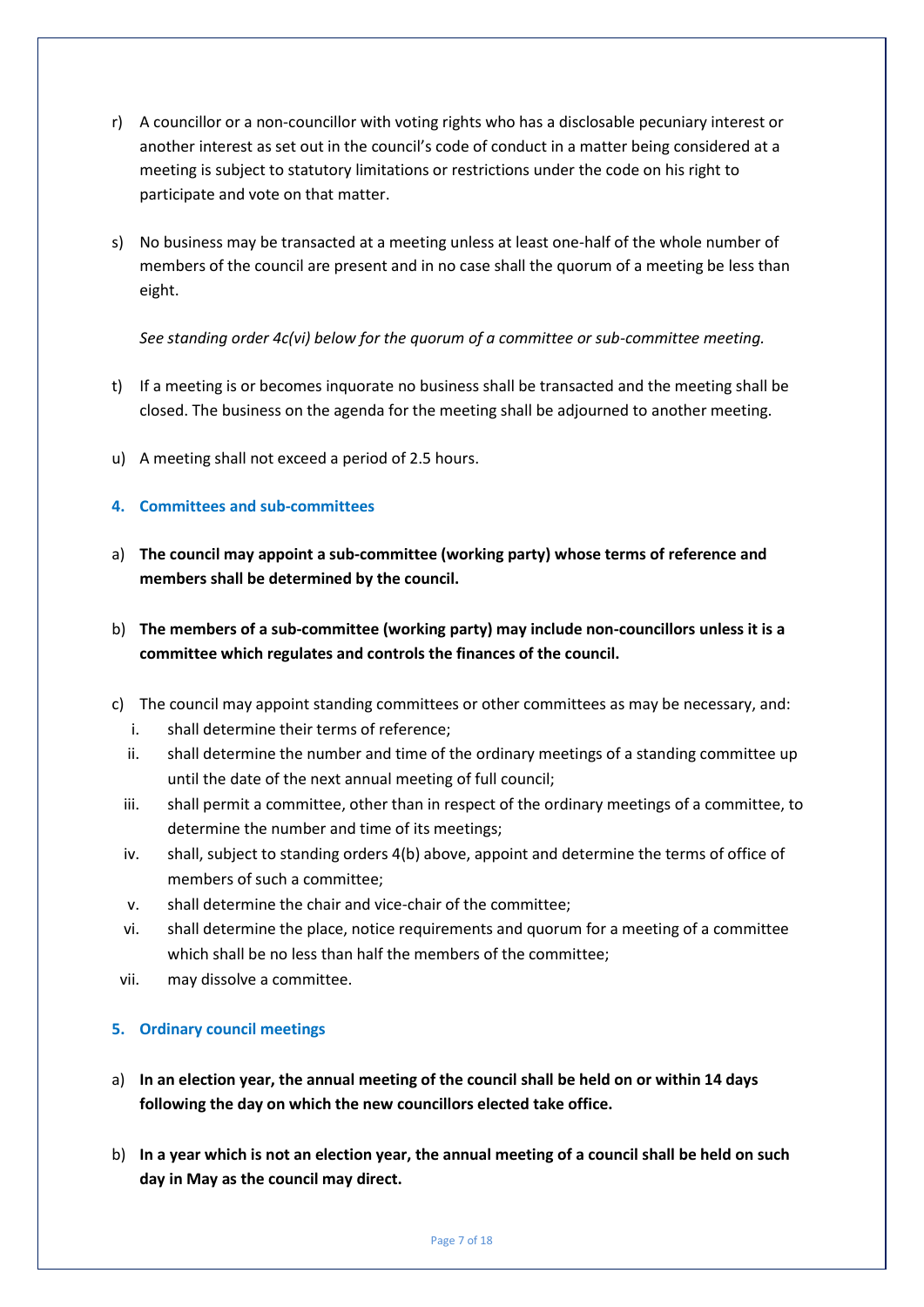r) A councillor or a non-councillor with voting rights who has a disclosable pecuniary interest or another interest as set out in the council's code of conduct in a matter being considered at a meeting is subject to statutory limitations or restrictions under the code on his right to participate and vote on that matter.

s) No business may be transacted at a meeting unless at least one-half of the whole number of members of the council are present and in no case shall the quorum of a meeting be less than eight.

*See standing order 4c(vi) below for the quorum of a committee or sub-committee meeting.*

t) If a meeting is or becomes inquorate no business shall be transacted and the meeting shall be closed. The business on the agenda for the meeting shall be adjourned to another meeting.

u) A meeting shall not exceed a period of 2.5 hours.

## 4. Committees and sub-committees

a) **The council may appoint a sub-committee (working party) whose terms of reference and members shall be determined by the council.**

b) **The members of a sub-committee (working party) may include non-councillors unless it is a committee which regulates and controls the finances of the council.**

c) The council may appoint standing committees or other committees as may be necessary, and:
   i. shall determine their terms of reference;
   ii. shall determine the number and time of the ordinary meetings of a standing committee up until the date of the next annual meeting of full council;
   iii. shall permit a committee, other than in respect of the ordinary meetings of a committee, to determine the number and time of its meetings;
   iv. shall, subject to standing orders 4(b) above, appoint and determine the terms of office of members of such a committee;
   v. shall determine the chair and vice-chair of the committee;
   vi. shall determine the place, notice requirements and quorum for a meeting of a committee which shall be no less than half the members of the committee;
   vii. may dissolve a committee.

## 5. Ordinary council meetings

a) **In an election year, the annual meeting of the council shall be held on or within 14 days following the day on which the new councillors elected take office.**

b) **In a year which is not an election year, the annual meeting of a council shall be held on such day in May as the council may direct.**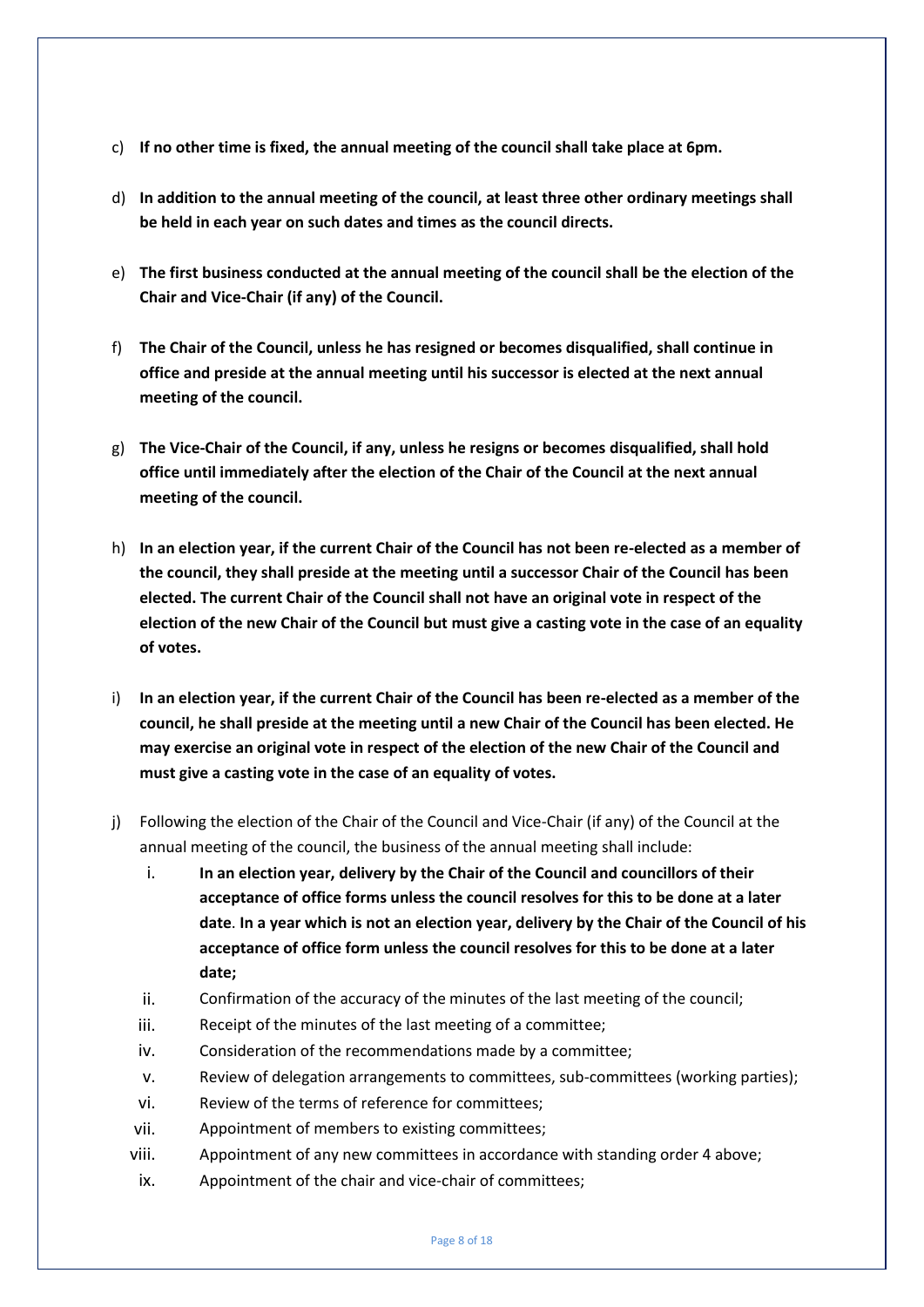c) **If no other time is fixed, the annual meeting of the council shall take place at 6pm.**

d) **In addition to the annual meeting of the council, at least three other ordinary meetings shall be held in each year on such dates and times as the council directs.**

e) **The first business conducted at the annual meeting of the council shall be the election of the Chair and Vice-Chair (if any) of the Council.**

f) **The Chair of the Council, unless he has resigned or becomes disqualified, shall continue in office and preside at the annual meeting until his successor is elected at the next annual meeting of the council.**

g) **The Vice-Chair of the Council, if any, unless he resigns or becomes disqualified, shall hold office until immediately after the election of the Chair of the Council at the next annual meeting of the council.**

h) **In an election year, if the current Chair of the Council has not been re-elected as a member of the council, they shall preside at the meeting until a successor Chair of the Council has been elected. The current Chair of the Council shall not have an original vote in respect of the election of the new Chair of the Council but must give a casting vote in the case of an equality of votes.**

i) **In an election year, if the current Chair of the Council has been re-elected as a member of the council, he shall preside at the meeting until a new Chair of the Council has been elected. He may exercise an original vote in respect of the election of the new Chair of the Council and must give a casting vote in the case of an equality of votes.**

j) Following the election of the Chair of the Council and Vice-Chair (if any) of the Council at the annual meeting of the council, the business of the annual meeting shall include:

   i. **In an election year, delivery by the Chair of the Council and councillors of their acceptance of office forms unless the council resolves for this to be done at a later date**. **In a year which is not an election year, delivery by the Chair of the Council of his acceptance of office form unless the council resolves for this to be done at a later date;**
   
   ii. Confirmation of the accuracy of the minutes of the last meeting of the council;
   
   iii. Receipt of the minutes of the last meeting of a committee;
   
   iv. Consideration of the recommendations made by a committee;
   
   v. Review of delegation arrangements to committees, sub-committees (working parties);
   
   vi. Review of the terms of reference for committees;
   
   vii. Appointment of members to existing committees;
   
   viii. Appointment of any new committees in accordance with standing order 4 above;
   
   ix. Appointment of the chair and vice-chair of committees;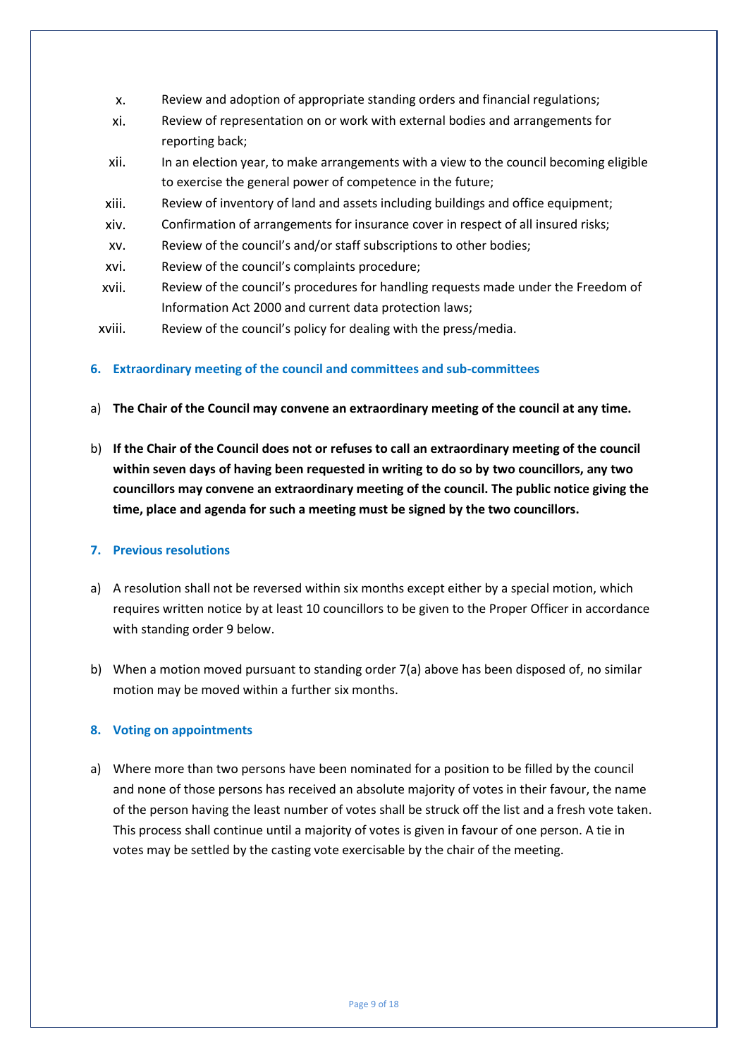x. Review and adoption of appropriate standing orders and financial regulations;
xi. Review of representation on or work with external bodies and arrangements for reporting back;
xii. In an election year, to make arrangements with a view to the council becoming eligible to exercise the general power of competence in the future;
xiii. Review of inventory of land and assets including buildings and office equipment;
xiv. Confirmation of arrangements for insurance cover in respect of all insured risks;
xv. Review of the council's and/or staff subscriptions to other bodies;
xvi. Review of the council's complaints procedure;
xvii. Review of the council's procedures for handling requests made under the Freedom of Information Act 2000 and current data protection laws;
xviii. Review of the council's policy for dealing with the press/media.

## 6. Extraordinary meeting of the council and committees and sub-committees

a) **The Chair of the Council may convene an extraordinary meeting of the council at any time.**

b) **If the Chair of the Council does not or refuses to call an extraordinary meeting of the council within seven days of having been requested in writing to do so by two councillors, any two councillors may convene an extraordinary meeting of the council. The public notice giving the time, place and agenda for such a meeting must be signed by the two councillors.**

## 7. Previous resolutions

a) A resolution shall not be reversed within six months except either by a special motion, which requires written notice by at least 10 councillors to be given to the Proper Officer in accordance with standing order 9 below.

b) When a motion moved pursuant to standing order 7(a) above has been disposed of, no similar motion may be moved within a further six months.

## 8. Voting on appointments

a) Where more than two persons have been nominated for a position to be filled by the council and none of those persons has received an absolute majority of votes in their favour, the name of the person having the least number of votes shall be struck off the list and a fresh vote taken. This process shall continue until a majority of votes is given in favour of one person. A tie in votes may be settled by the casting vote exercisable by the chair of the meeting.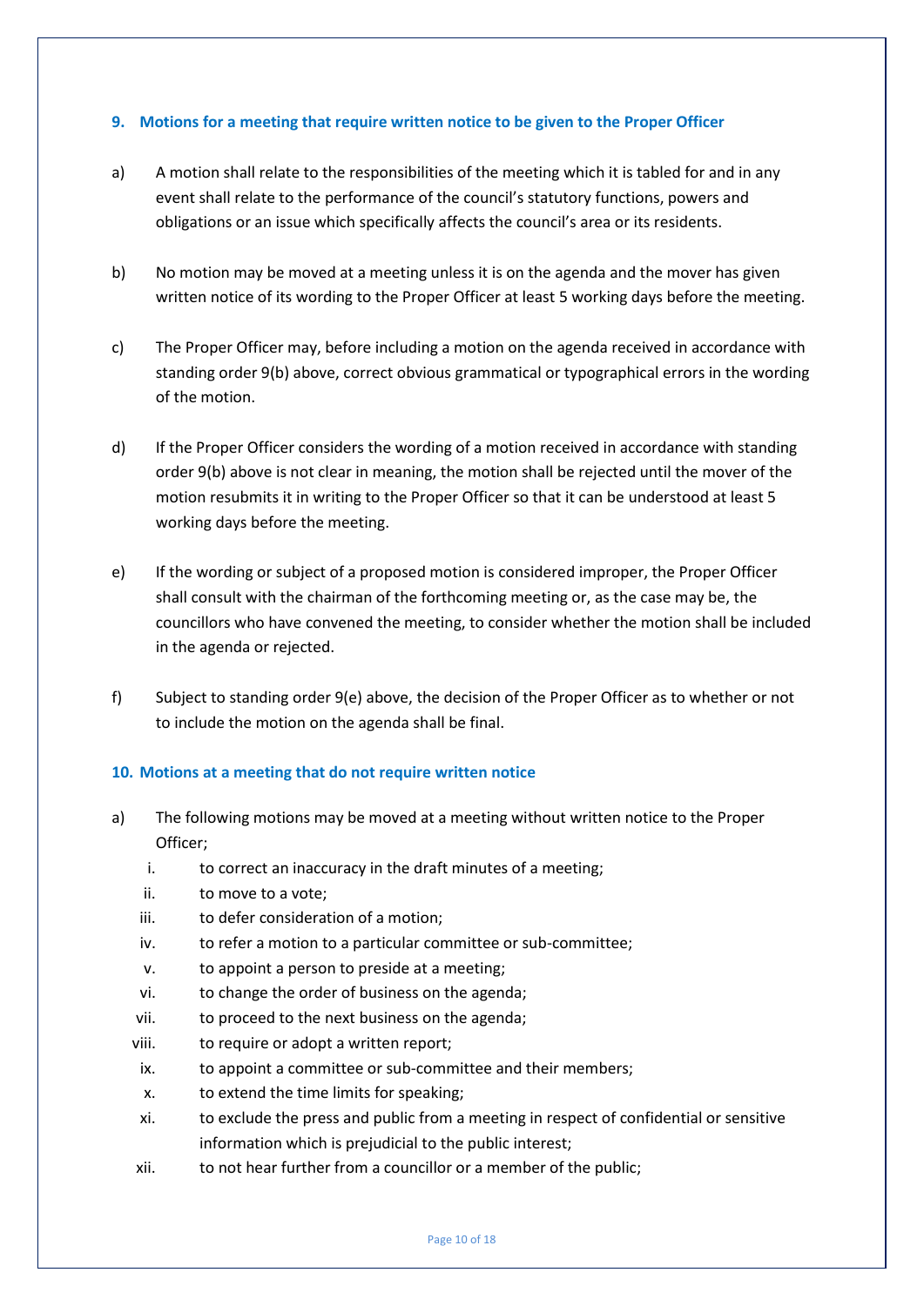## 9. Motions for a meeting that require written notice to be given to the Proper Officer

a) A motion shall relate to the responsibilities of the meeting which it is tabled for and in any event shall relate to the performance of the council's statutory functions, powers and obligations or an issue which specifically affects the council's area or its residents.

b) No motion may be moved at a meeting unless it is on the agenda and the mover has given written notice of its wording to the Proper Officer at least 5 working days before the meeting.

c) The Proper Officer may, before including a motion on the agenda received in accordance with standing order 9(b) above, correct obvious grammatical or typographical errors in the wording of the motion.

d) If the Proper Officer considers the wording of a motion received in accordance with standing order 9(b) above is not clear in meaning, the motion shall be rejected until the mover of the motion resubmits it in writing to the Proper Officer so that it can be understood at least 5 working days before the meeting.

e) If the wording or subject of a proposed motion is considered improper, the Proper Officer shall consult with the chairman of the forthcoming meeting or, as the case may be, the councillors who have convened the meeting, to consider whether the motion shall be included in the agenda or rejected.

f) Subject to standing order 9(e) above, the decision of the Proper Officer as to whether or not to include the motion on the agenda shall be final.

## 10. Motions at a meeting that do not require written notice

a) The following motions may be moved at a meeting without written notice to the Proper Officer;

   i. to correct an inaccuracy in the draft minutes of a meeting;
   ii. to move to a vote;
   iii. to defer consideration of a motion;
   iv. to refer a motion to a particular committee or sub-committee;
   v. to appoint a person to preside at a meeting;
   vi. to change the order of business on the agenda;
   vii. to proceed to the next business on the agenda;
   viii. to require or adopt a written report;
   ix. to appoint a committee or sub-committee and their members;
   x. to extend the time limits for speaking;
   xi. to exclude the press and public from a meeting in respect of confidential or sensitive information which is prejudicial to the public interest;
   xii. to not hear further from a councillor or a member of the public;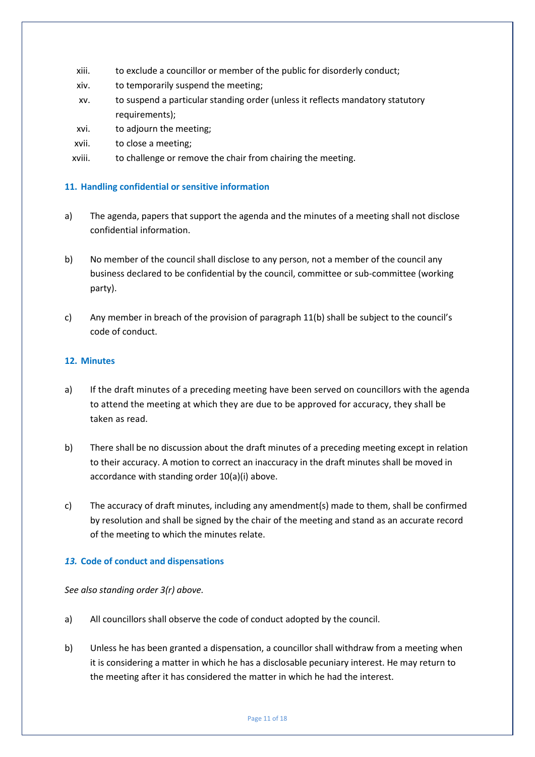xiii. to exclude a councillor or member of the public for disorderly conduct;
xiv. to temporarily suspend the meeting;
xv. to suspend a particular standing order (unless it reflects mandatory statutory requirements);
xvi. to adjourn the meeting;
xvii. to close a meeting;
xviii. to challenge or remove the chair from chairing the meeting.

## 11. Handling confidential or sensitive information

a) The agenda, papers that support the agenda and the minutes of a meeting shall not disclose confidential information.

b) No member of the council shall disclose to any person, not a member of the council any business declared to be confidential by the council, committee or sub-committee (working party).

c) Any member in breach of the provision of paragraph 11(b) shall be subject to the council's code of conduct.

## 12. Minutes

a) If the draft minutes of a preceding meeting have been served on councillors with the agenda to attend the meeting at which they are due to be approved for accuracy, they shall be taken as read.

b) There shall be no discussion about the draft minutes of a preceding meeting except in relation to their accuracy. A motion to correct an inaccuracy in the draft minutes shall be moved in accordance with standing order 10(a)(i) above.

c) The accuracy of draft minutes, including any amendment(s) made to them, shall be confirmed by resolution and shall be signed by the chair of the meeting and stand as an accurate record of the meeting to which the minutes relate.

## *13.* Code of conduct and dispensations

*See also standing order 3(r) above.*

a) All councillors shall observe the code of conduct adopted by the council.

b) Unless he has been granted a dispensation, a councillor shall withdraw from a meeting when it is considering a matter in which he has a disclosable pecuniary interest. He may return to the meeting after it has considered the matter in which he had the interest.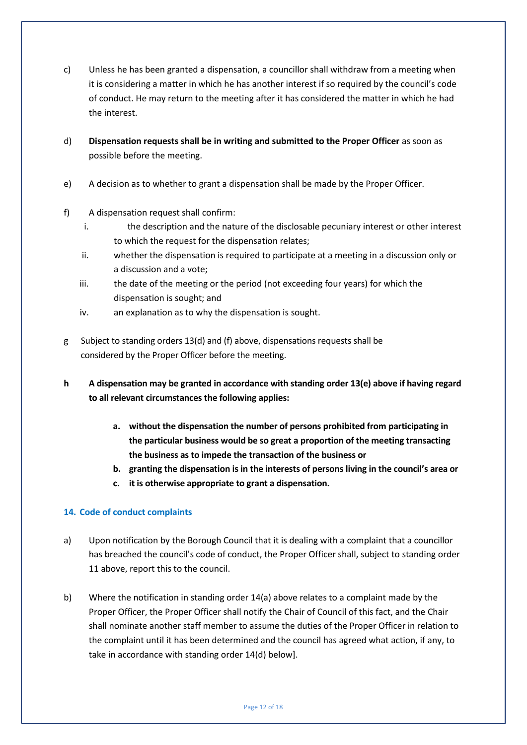c) Unless he has been granted a dispensation, a councillor shall withdraw from a meeting when it is considering a matter in which he has another interest if so required by the council's code of conduct. He may return to the meeting after it has considered the matter in which he had the interest.

d) **Dispensation requests shall be in writing and submitted to the Proper Officer** as soon as possible before the meeting.

e) A decision as to whether to grant a dispensation shall be made by the Proper Officer.

f) A dispensation request shall confirm:

   i. the description and the nature of the disclosable pecuniary interest or other interest to which the request for the dispensation relates;

   ii. whether the dispensation is required to participate at a meeting in a discussion only or a discussion and a vote;

   iii. the date of the meeting or the period (not exceeding four years) for which the dispensation is sought; and

   iv. an explanation as to why the dispensation is sought.

g Subject to standing orders 13(d) and (f) above, dispensations requests shall be considered by the Proper Officer before the meeting.

**h A dispensation may be granted in accordance with standing order 13(e) above if having regard to all relevant circumstances the following applies:**

   **a. without the dispensation the number of persons prohibited from participating in the particular business would be so great a proportion of the meeting transacting the business as to impede the transaction of the business or**

   **b. granting the dispensation is in the interests of persons living in the council's area or**

   **c. it is otherwise appropriate to grant a dispensation.**

### 14. Code of conduct complaints

a) Upon notification by the Borough Council that it is dealing with a complaint that a councillor has breached the council's code of conduct, the Proper Officer shall, subject to standing order 11 above, report this to the council.

b) Where the notification in standing order 14(a) above relates to a complaint made by the Proper Officer, the Proper Officer shall notify the Chair of Council of this fact, and the Chair shall nominate another staff member to assume the duties of the Proper Officer in relation to the complaint until it has been determined and the council has agreed what action, if any, to take in accordance with standing order 14(d) below].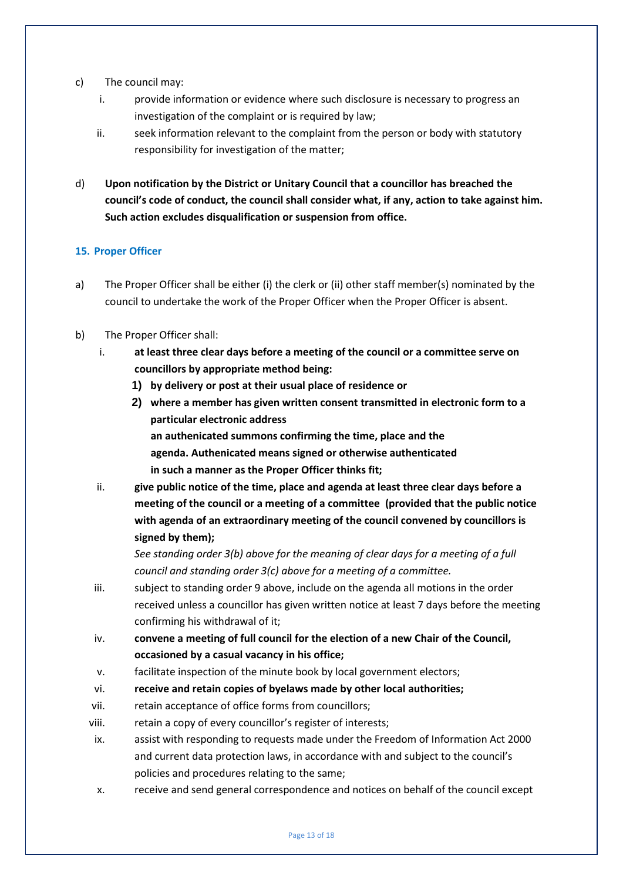c) The council may:

   i. provide information or evidence where such disclosure is necessary to progress an investigation of the complaint or is required by law;

   ii. seek information relevant to the complaint from the person or body with statutory responsibility for investigation of the matter;

d) **Upon notification by the District or Unitary Council that a councillor has breached the council's code of conduct, the council shall consider what, if any, action to take against him. Such action excludes disqualification or suspension from office.**

## 15. Proper Officer

a) The Proper Officer shall be either (i) the clerk or (ii) other staff member(s) nominated by the council to undertake the work of the Proper Officer when the Proper Officer is absent.

b) The Proper Officer shall:

   i. **at least three clear days before a meeting of the council or a committee serve on councillors by appropriate method being:**
      1) **by delivery or post at their usual place of residence or**
      2) **where a member has given written consent transmitted in electronic form to a particular electronic address**

      **an authenicated summons confirming the time, place and the agenda. Authenicated means signed or otherwise authenticated in such a manner as the Proper Officer thinks fit;**

   ii. **give public notice of the time, place and agenda at least three clear days before a meeting of the council or a meeting of a committee (provided that the public notice with agenda of an extraordinary meeting of the council convened by councillors is signed by them);**

      *See standing order 3(b) above for the meaning of clear days for a meeting of a full council and standing order 3(c) above for a meeting of a committee.*

   iii. subject to standing order 9 above, include on the agenda all motions in the order received unless a councillor has given written notice at least 7 days before the meeting confirming his withdrawal of it;

   iv. **convene a meeting of full council for the election of a new Chair of the Council, occasioned by a casual vacancy in his office;**

   v. facilitate inspection of the minute book by local government electors;

   vi. **receive and retain copies of byelaws made by other local authorities;**

   vii. retain acceptance of office forms from councillors;

   viii. retain a copy of every councillor's register of interests;

   ix. assist with responding to requests made under the Freedom of Information Act 2000 and current data protection laws, in accordance with and subject to the council's policies and procedures relating to the same;

   x. receive and send general correspondence and notices on behalf of the council except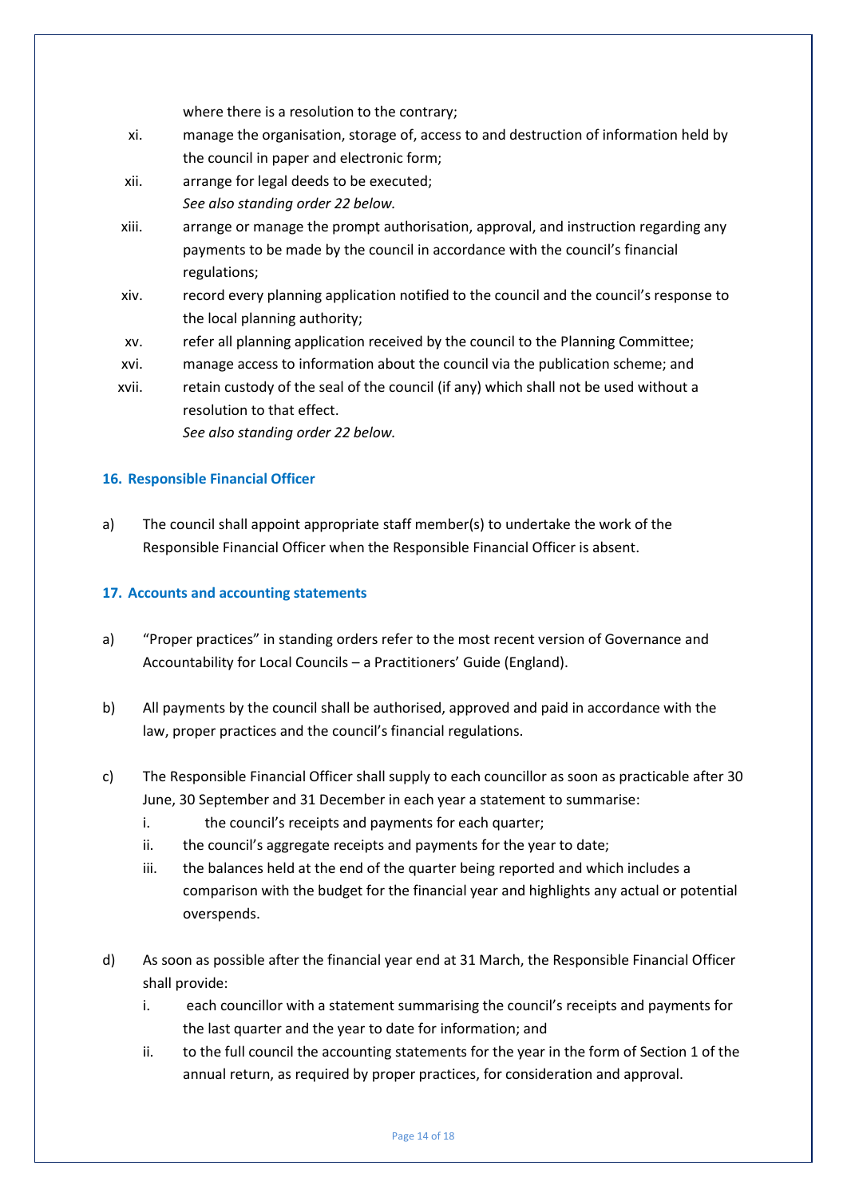where there is a resolution to the contrary;

xi. manage the organisation, storage of, access to and destruction of information held by the council in paper and electronic form;

xii. arrange for legal deeds to be executed;
*See also standing order 22 below.*

xiii. arrange or manage the prompt authorisation, approval, and instruction regarding any payments to be made by the council in accordance with the council's financial regulations;

xiv. record every planning application notified to the council and the council's response to the local planning authority;

xv. refer all planning application received by the council to the Planning Committee;

xvi. manage access to information about the council via the publication scheme; and

xvii. retain custody of the seal of the council (if any) which shall not be used without a resolution to that effect.
*See also standing order 22 below.*

## 16. Responsible Financial Officer

a) The council shall appoint appropriate staff member(s) to undertake the work of the Responsible Financial Officer when the Responsible Financial Officer is absent.

## 17. Accounts and accounting statements

a) "Proper practices" in standing orders refer to the most recent version of Governance and Accountability for Local Councils – a Practitioners' Guide (England).

b) All payments by the council shall be authorised, approved and paid in accordance with the law, proper practices and the council's financial regulations.

c) The Responsible Financial Officer shall supply to each councillor as soon as practicable after 30 June, 30 September and 31 December in each year a statement to summarise:

i. the council's receipts and payments for each quarter;

ii. the council's aggregate receipts and payments for the year to date;

iii. the balances held at the end of the quarter being reported and which includes a comparison with the budget for the financial year and highlights any actual or potential overspends.

d) As soon as possible after the financial year end at 31 March, the Responsible Financial Officer shall provide:

i. each councillor with a statement summarising the council's receipts and payments for the last quarter and the year to date for information; and

ii. to the full council the accounting statements for the year in the form of Section 1 of the annual return, as required by proper practices, for consideration and approval.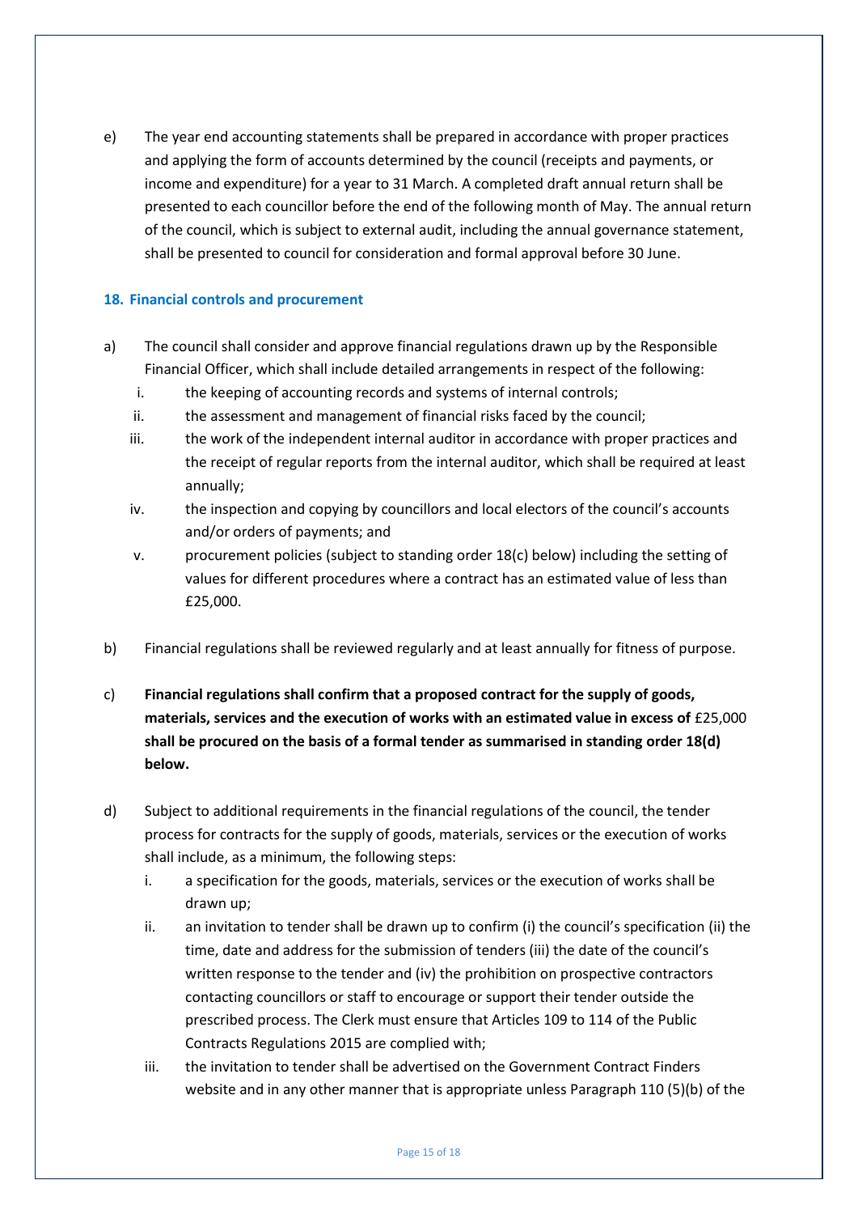e) The year end accounting statements shall be prepared in accordance with proper practices and applying the form of accounts determined by the council (receipts and payments, or income and expenditure) for a year to 31 March. A completed draft annual return shall be presented to each councillor before the end of the following month of May. The annual return of the council, which is subject to external audit, including the annual governance statement, shall be presented to council for consideration and formal approval before 30 June.

### 18. Financial controls and procurement

a) The council shall consider and approve financial regulations drawn up by the Responsible Financial Officer, which shall include detailed arrangements in respect of the following:

   i. the keeping of accounting records and systems of internal controls;
   ii. the assessment and management of financial risks faced by the council;
   iii. the work of the independent internal auditor in accordance with proper practices and the receipt of regular reports from the internal auditor, which shall be required at least annually;
   iv. the inspection and copying by councillors and local electors of the council's accounts and/or orders of payments; and
   v. procurement policies (subject to standing order 18(c) below) including the setting of values for different procedures where a contract has an estimated value of less than £25,000.

b) Financial regulations shall be reviewed regularly and at least annually for fitness of purpose.

c) **Financial regulations shall confirm that a proposed contract for the supply of goods, materials, services and the execution of works with an estimated value in excess of** £25,000 **shall be procured on the basis of a formal tender as summarised in standing order 18(d) below.**

d) Subject to additional requirements in the financial regulations of the council, the tender process for contracts for the supply of goods, materials, services or the execution of works shall include, as a minimum, the following steps:

   i. a specification for the goods, materials, services or the execution of works shall be drawn up;
   ii. an invitation to tender shall be drawn up to confirm (i) the council's specification (ii) the time, date and address for the submission of tenders (iii) the date of the council's written response to the tender and (iv) the prohibition on prospective contractors contacting councillors or staff to encourage or support their tender outside the prescribed process. The Clerk must ensure that Articles 109 to 114 of the Public Contracts Regulations 2015 are complied with;
   iii. the invitation to tender shall be advertised on the Government Contract Finders website and in any other manner that is appropriate unless Paragraph 110 (5)(b) of the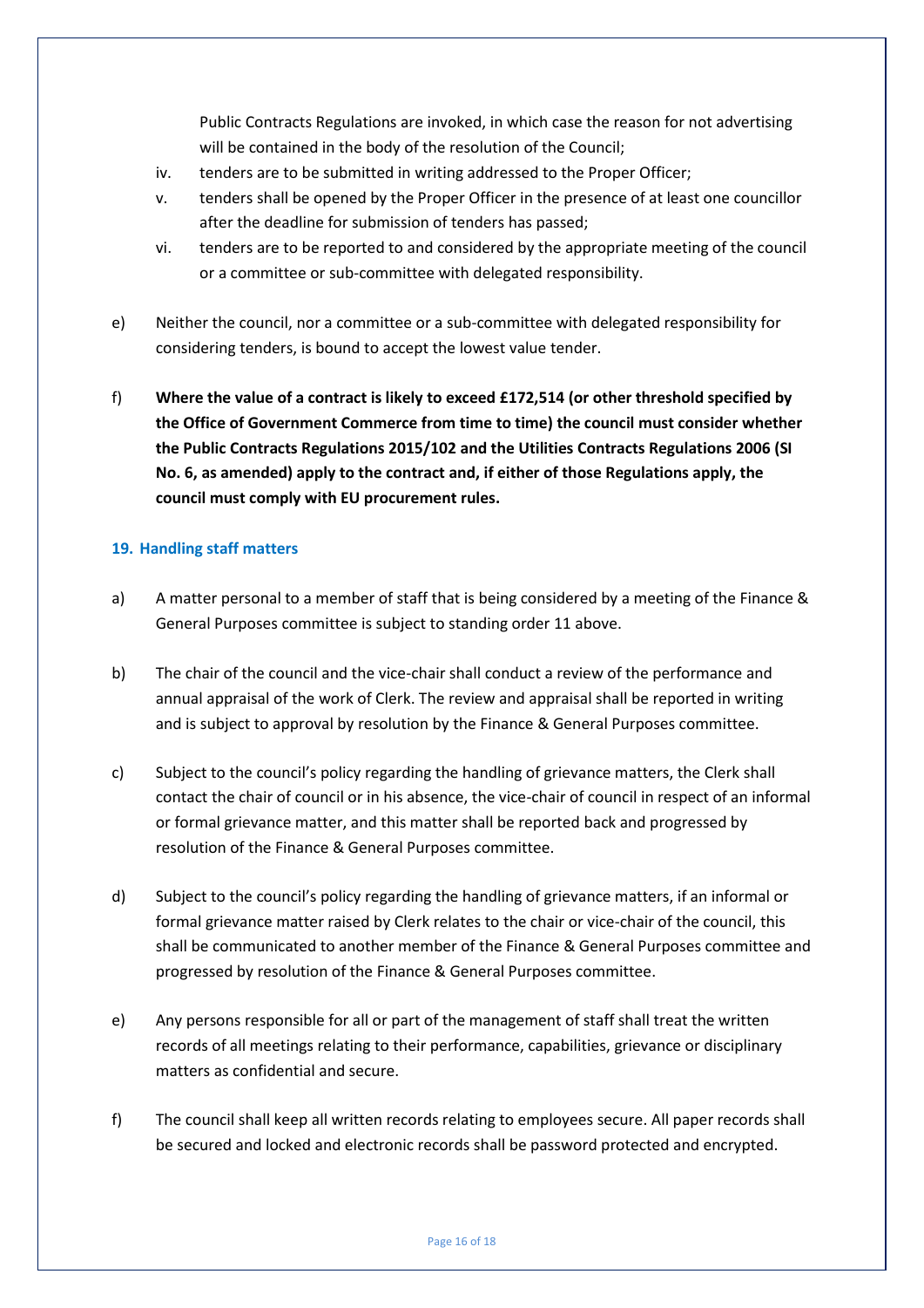Public Contracts Regulations are invoked, in which case the reason for not advertising will be contained in the body of the resolution of the Council;

iv. tenders are to be submitted in writing addressed to the Proper Officer;

v. tenders shall be opened by the Proper Officer in the presence of at least one councillor after the deadline for submission of tenders has passed;

vi. tenders are to be reported to and considered by the appropriate meeting of the council or a committee or sub-committee with delegated responsibility.

e) Neither the council, nor a committee or a sub-committee with delegated responsibility for considering tenders, is bound to accept the lowest value tender.

f) **Where the value of a contract is likely to exceed £172,514 (or other threshold specified by the Office of Government Commerce from time to time) the council must consider whether the Public Contracts Regulations 2015/102 and the Utilities Contracts Regulations 2006 (SI No. 6, as amended) apply to the contract and, if either of those Regulations apply, the council must comply with EU procurement rules.**

### 19. Handling staff matters

a) A matter personal to a member of staff that is being considered by a meeting of the Finance & General Purposes committee is subject to standing order 11 above.

b) The chair of the council and the vice-chair shall conduct a review of the performance and annual appraisal of the work of Clerk. The review and appraisal shall be reported in writing and is subject to approval by resolution by the Finance & General Purposes committee.

c) Subject to the council's policy regarding the handling of grievance matters, the Clerk shall contact the chair of council or in his absence, the vice-chair of council in respect of an informal or formal grievance matter, and this matter shall be reported back and progressed by resolution of the Finance & General Purposes committee.

d) Subject to the council's policy regarding the handling of grievance matters, if an informal or formal grievance matter raised by Clerk relates to the chair or vice-chair of the council, this shall be communicated to another member of the Finance & General Purposes committee and progressed by resolution of the Finance & General Purposes committee.

e) Any persons responsible for all or part of the management of staff shall treat the written records of all meetings relating to their performance, capabilities, grievance or disciplinary matters as confidential and secure.

f) The council shall keep all written records relating to employees secure. All paper records shall be secured and locked and electronic records shall be password protected and encrypted.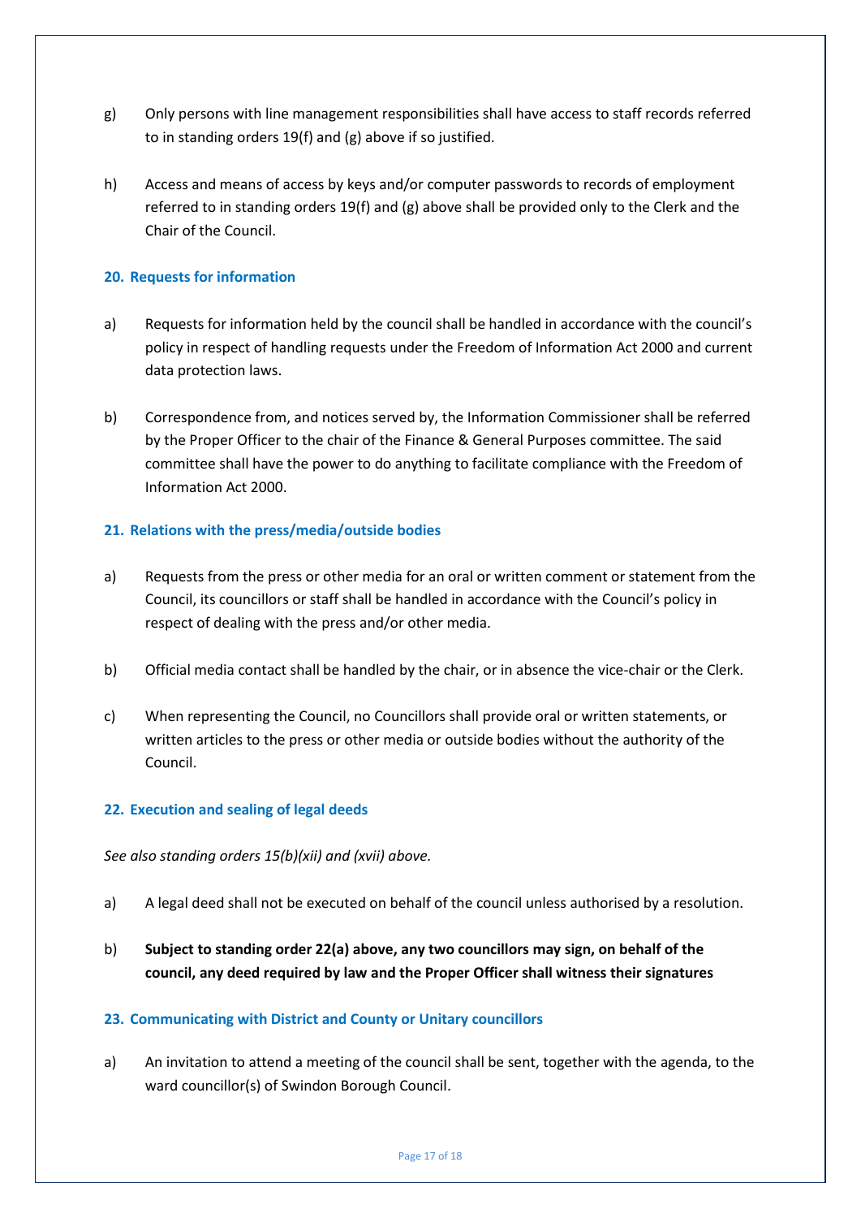g) Only persons with line management responsibilities shall have access to staff records referred to in standing orders 19(f) and (g) above if so justified.

h) Access and means of access by keys and/or computer passwords to records of employment referred to in standing orders 19(f) and (g) above shall be provided only to the Clerk and the Chair of the Council.

### 20. Requests for information

a) Requests for information held by the council shall be handled in accordance with the council's policy in respect of handling requests under the Freedom of Information Act 2000 and current data protection laws.

b) Correspondence from, and notices served by, the Information Commissioner shall be referred by the Proper Officer to the chair of the Finance & General Purposes committee. The said committee shall have the power to do anything to facilitate compliance with the Freedom of Information Act 2000.

### 21. Relations with the press/media/outside bodies

a) Requests from the press or other media for an oral or written comment or statement from the Council, its councillors or staff shall be handled in accordance with the Council's policy in respect of dealing with the press and/or other media.

b) Official media contact shall be handled by the chair, or in absence the vice-chair or the Clerk.

c) When representing the Council, no Councillors shall provide oral or written statements, or written articles to the press or other media or outside bodies without the authority of the Council.

### 22. Execution and sealing of legal deeds

*See also standing orders 15(b)(xii) and (xvii) above.*

a) A legal deed shall not be executed on behalf of the council unless authorised by a resolution.

b) **Subject to standing order 22(a) above, any two councillors may sign, on behalf of the council, any deed required by law and the Proper Officer shall witness their signatures**

### 23. Communicating with District and County or Unitary councillors

a) An invitation to attend a meeting of the council shall be sent, together with the agenda, to the ward councillor(s) of Swindon Borough Council.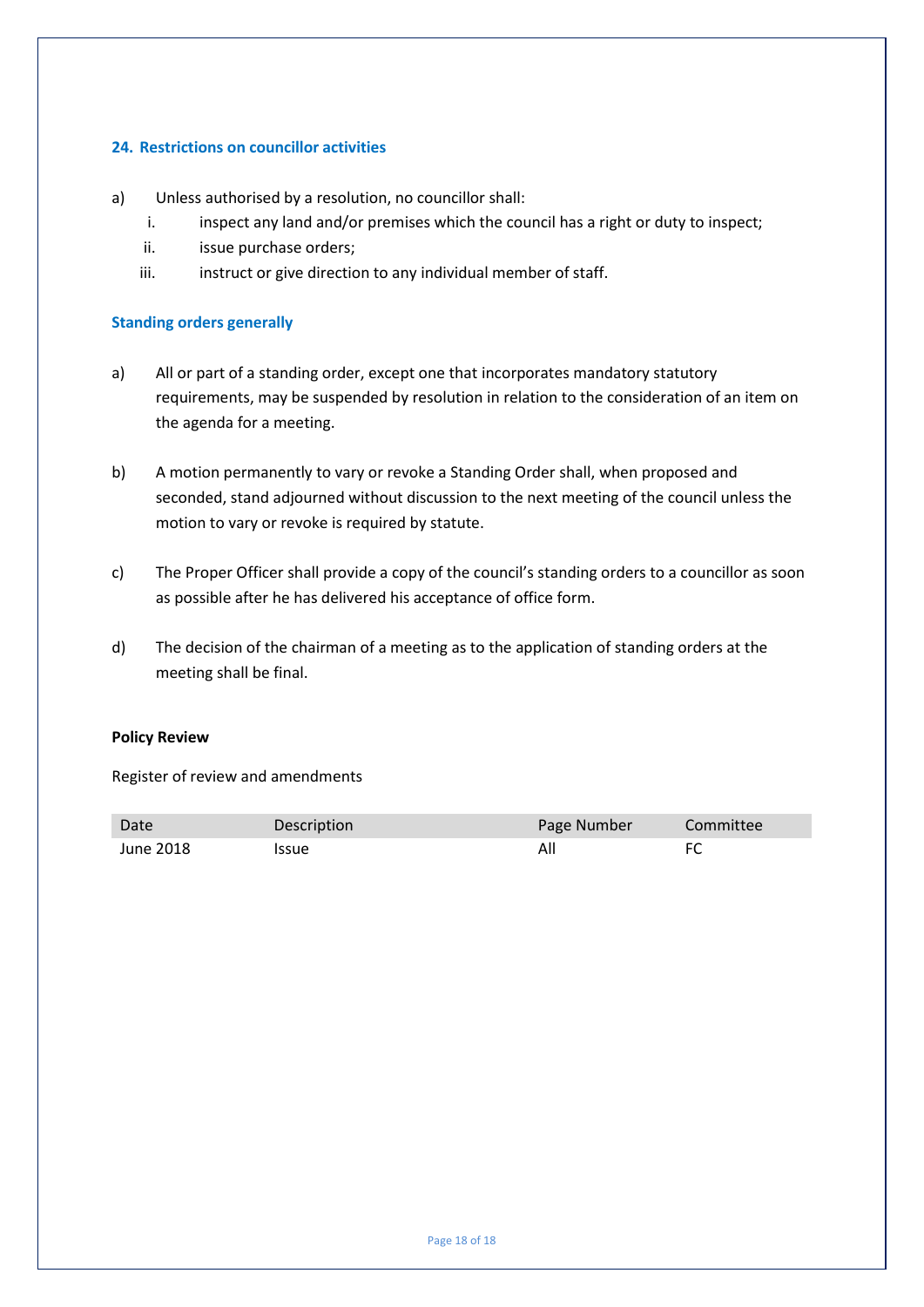### 24. Restrictions on councillor activities

a) Unless authorised by a resolution, no councillor shall:
   i. inspect any land and/or premises which the council has a right or duty to inspect;
   ii. issue purchase orders;
   iii. instruct or give direction to any individual member of staff.

### Standing orders generally

a) All or part of a standing order, except one that incorporates mandatory statutory requirements, may be suspended by resolution in relation to the consideration of an item on the agenda for a meeting.

b) A motion permanently to vary or revoke a Standing Order shall, when proposed and seconded, stand adjourned without discussion to the next meeting of the council unless the motion to vary or revoke is required by statute.

c) The Proper Officer shall provide a copy of the council's standing orders to a councillor as soon as possible after he has delivered his acceptance of office form.

d) The decision of the chairman of a meeting as to the application of standing orders at the meeting shall be final.

**Policy Review**

Register of review and amendments

| Date | Description | Page Number | Committee |
|---|---|---|---|
| June 2018 | Issue | All | FC |